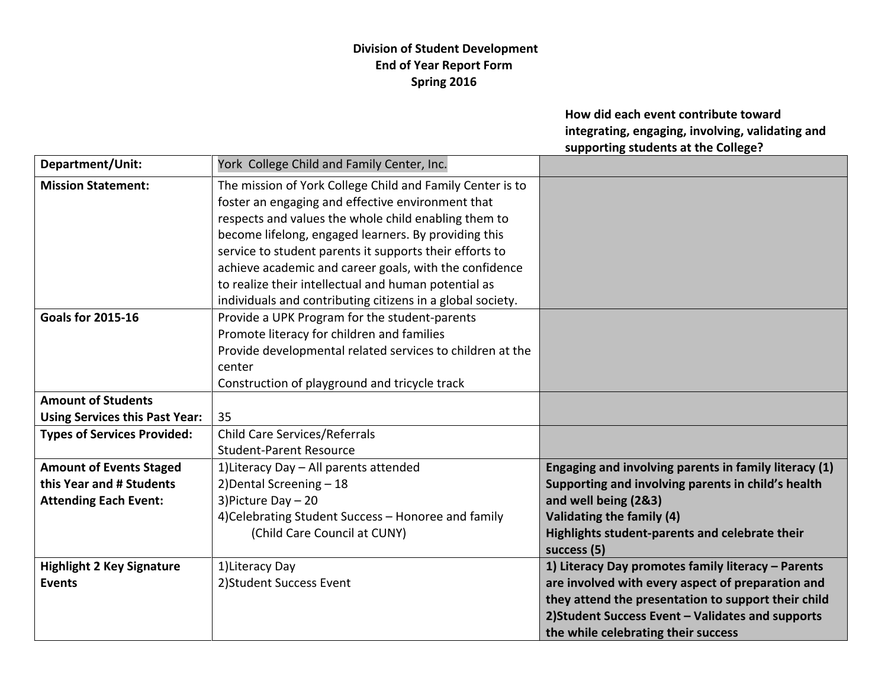**Division of Student Development**
**End of Year Report Form**
**Spring 2016**

| | | **How did each event contribute toward integrating, engaging, involving, validating and supporting students at the College?** |
|---|---|---|
| **Department/Unit:** | York College Child and Family Center, Inc. | |
| **Mission Statement:** | The mission of York College Child and Family Center is to foster an engaging and effective environment that respects and values the whole child enabling them to become lifelong, engaged learners. By providing this service to student parents it supports their efforts to achieve academic and career goals, with the confidence to realize their intellectual and human potential as individuals and contributing citizens in a global society. | |
| **Goals for 2015-16** | Provide a UPK Program for the student-parents<br>Promote literacy for children and families<br>Provide developmental related services to children at the center<br>Construction of playground and tricycle track | |
| **Amount of Students Using Services this Past Year:** | 35 | |
| **Types of Services Provided:** | Child Care Services/Referrals<br>Student-Parent Resource | |
| **Amount of Events Staged this Year and # Students Attending Each Event:** | 1)Literacy Day – All parents attended<br>2)Dental Screening – 18<br>3)Picture Day – 20<br>4)Celebrating Student Success – Honoree and family (Child Care Council at CUNY) | **Engaging and involving parents in family literacy (1)**<br>**Supporting and involving parents in child's health and well being (2&3)**<br>**Validating the family (4)**<br>**Highlights student-parents and celebrate their success (5)** |
| **Highlight 2 Key Signature Events** | 1)Literacy Day<br>2)Student Success Event | **1) Literacy Day promotes family literacy – Parents are involved with every aspect of preparation and they attend the presentation to support their child**<br>**2)Student Success Event – Validates and supports the while celebrating their success** |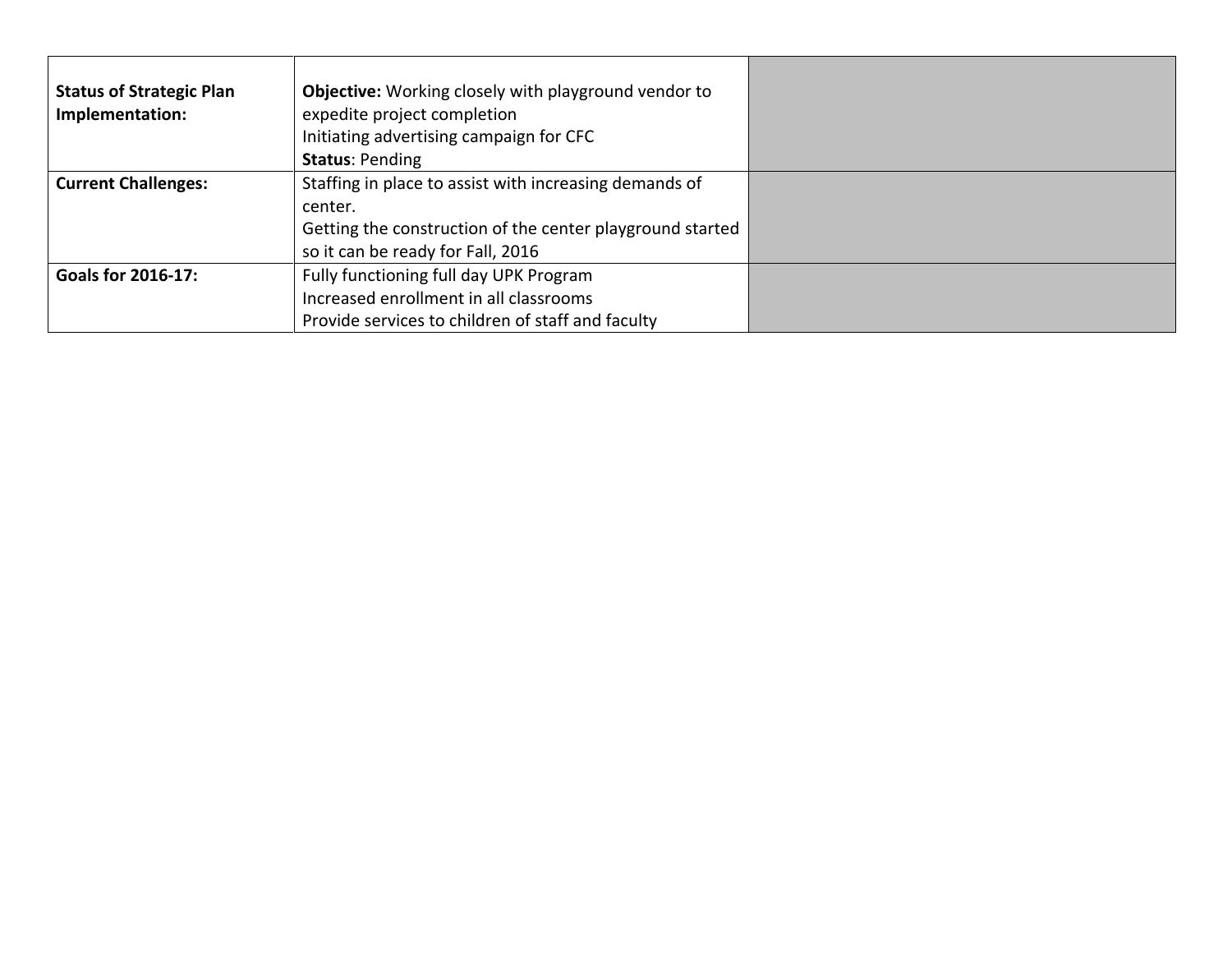| | | |
|---|---|---|
| **Status of Strategic Plan Implementation:** | **Objective:** Working closely with playground vendor to expedite project completion<br>Initiating advertising campaign for CFC<br>**Status**: Pending | |
| **Current Challenges:** | Staffing in place to assist with increasing demands of center.<br>Getting the construction of the center playground started so it can be ready for Fall, 2016 | |
| **Goals for 2016-17:** | Fully functioning full day UPK Program<br>Increased enrollment in all classrooms<br>Provide services to children of staff and faculty | |